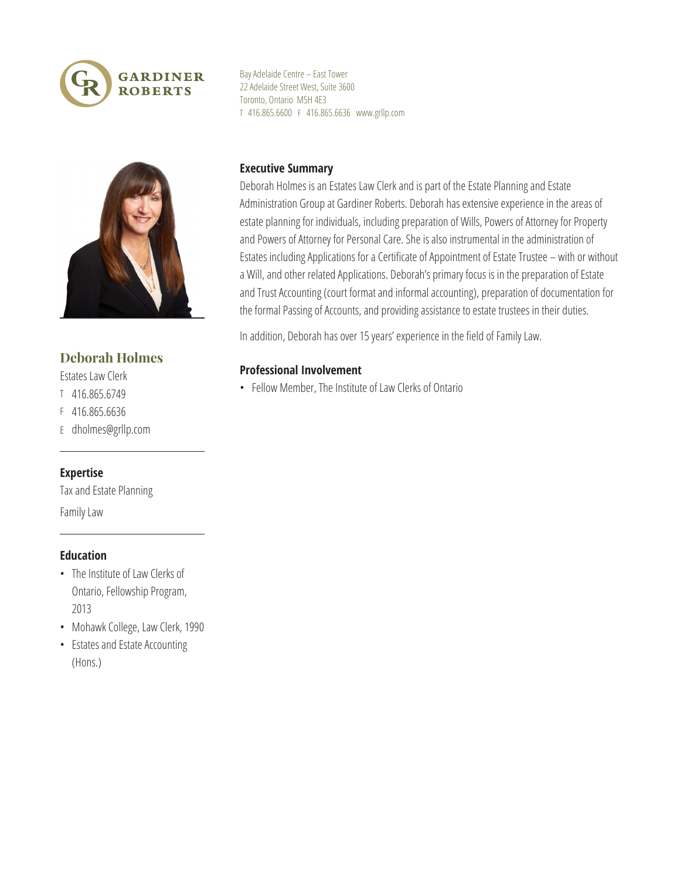GARDINER ROBERTS

Bay Adelaide Centre – East Tower
22 Adelaide Street West, Suite 3600
Toronto, Ontario M5H 4E3
T 416.865.6600 F 416.865.6636 www.grllp.com

## Deborah Holmes

Estates Law Clerk

T 416.865.6749
F 416.865.6636
E dholmes@grllp.com

### Expertise

Tax and Estate Planning

Family Law

### Education

- The Institute of Law Clerks of Ontario, Fellowship Program, 2013
- Mohawk College, Law Clerk, 1990
- Estates and Estate Accounting (Hons.)

### Executive Summary

Deborah Holmes is an Estates Law Clerk and is part of the Estate Planning and Estate Administration Group at Gardiner Roberts. Deborah has extensive experience in the areas of estate planning for individuals, including preparation of Wills, Powers of Attorney for Property and Powers of Attorney for Personal Care. She is also instrumental in the administration of Estates including Applications for a Certificate of Appointment of Estate Trustee – with or without a Will, and other related Applications. Deborah's primary focus is in the preparation of Estate and Trust Accounting (court format and informal accounting), preparation of documentation for the formal Passing of Accounts, and providing assistance to estate trustees in their duties.

In addition, Deborah has over 15 years' experience in the field of Family Law.

### Professional Involvement

- Fellow Member, The Institute of Law Clerks of Ontario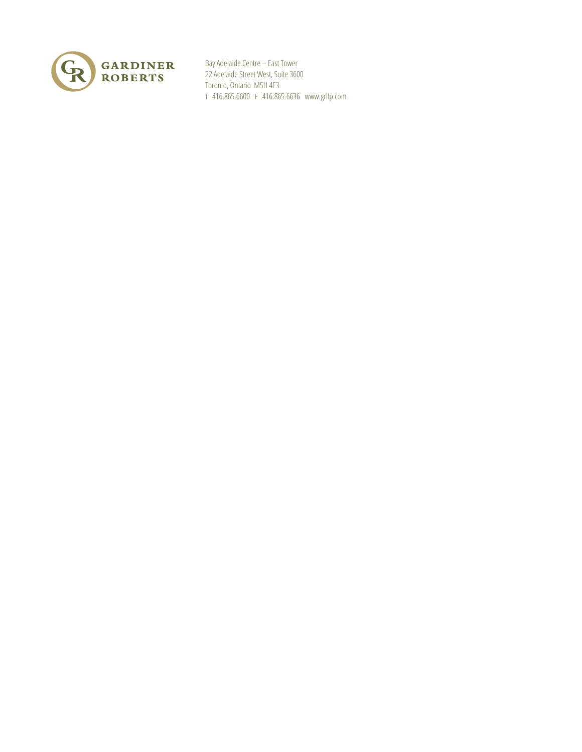GARDINER ROBERTS

Bay Adelaide Centre – East Tower
22 Adelaide Street West, Suite 3600
Toronto, Ontario M5H 4E3
T 416.865.6600 F 416.865.6636 www.grllp.com